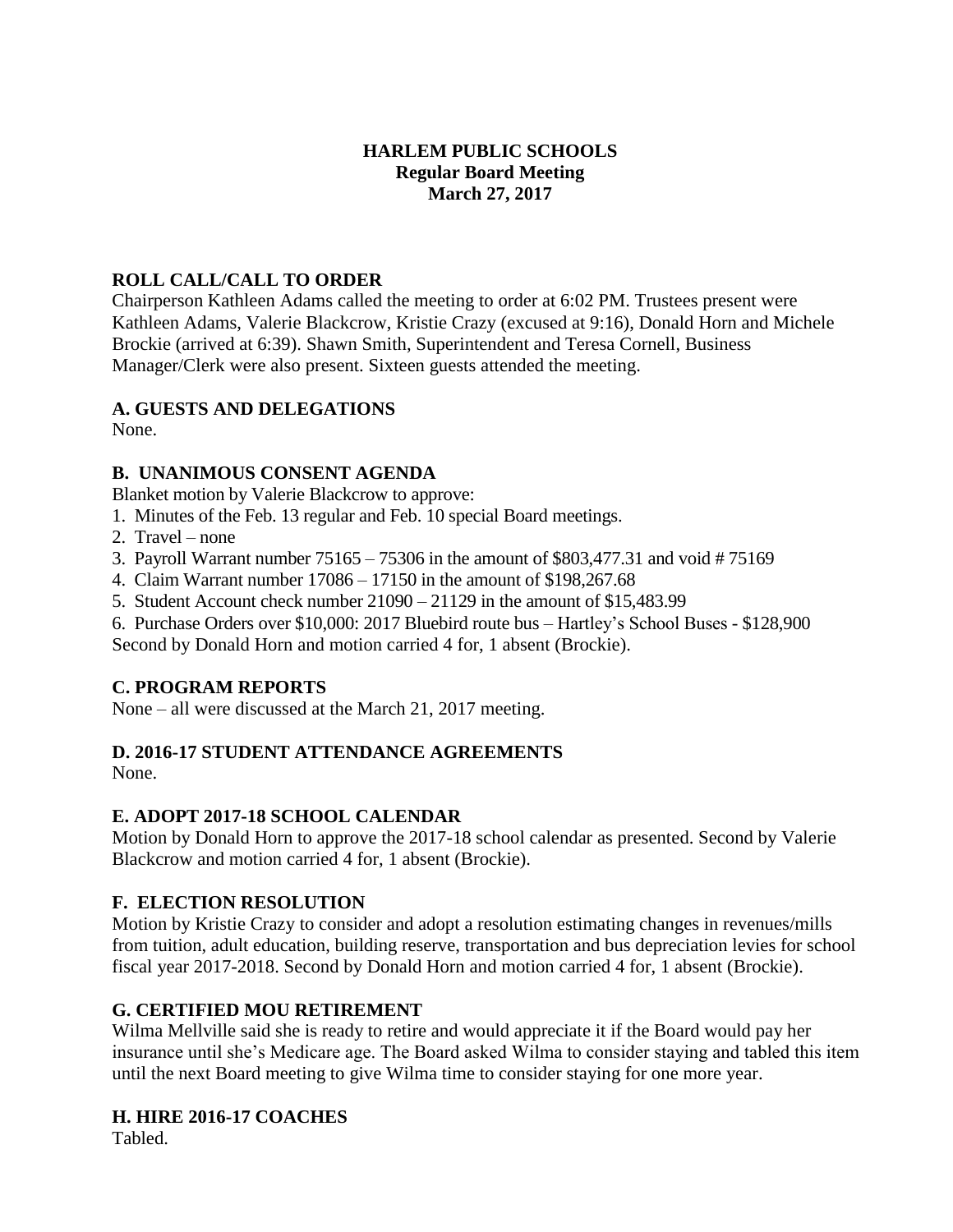# HARLEM PUBLIC SCHOOLS
## Regular Board Meeting
## March 27, 2017

### ROLL CALL/CALL TO ORDER

Chairperson Kathleen Adams called the meeting to order at 6:02 PM. Trustees present were Kathleen Adams, Valerie Blackcrow, Kristie Crazy (excused at 9:16), Donald Horn and Michele Brockie (arrived at 6:39). Shawn Smith, Superintendent and Teresa Cornell, Business Manager/Clerk were also present. Sixteen guests attended the meeting.

### A. GUESTS AND DELEGATIONS

None.

### B. UNANIMOUS CONSENT AGENDA

Blanket motion by Valerie Blackcrow to approve:

1. Minutes of the Feb. 13 regular and Feb. 10 special Board meetings.
2. Travel – none
3. Payroll Warrant number 75165 – 75306 in the amount of $803,477.31 and void # 75169
4. Claim Warrant number 17086 – 17150 in the amount of $198,267.68
5. Student Account check number 21090 – 21129 in the amount of $15,483.99
6. Purchase Orders over $10,000: 2017 Bluebird route bus – Hartley's School Buses - $128,900

Second by Donald Horn and motion carried 4 for, 1 absent (Brockie).

### C. PROGRAM REPORTS

None – all were discussed at the March 21, 2017 meeting.

### D. 2016-17 STUDENT ATTENDANCE AGREEMENTS

None.

### E. ADOPT 2017-18 SCHOOL CALENDAR

Motion by Donald Horn to approve the 2017-18 school calendar as presented. Second by Valerie Blackcrow and motion carried 4 for, 1 absent (Brockie).

### F. ELECTION RESOLUTION

Motion by Kristie Crazy to consider and adopt a resolution estimating changes in revenues/mills from tuition, adult education, building reserve, transportation and bus depreciation levies for school fiscal year 2017-2018. Second by Donald Horn and motion carried 4 for, 1 absent (Brockie).

### G. CERTIFIED MOU RETIREMENT

Wilma Mellville said she is ready to retire and would appreciate it if the Board would pay her insurance until she's Medicare age. The Board asked Wilma to consider staying and tabled this item until the next Board meeting to give Wilma time to consider staying for one more year.

### H. HIRE 2016-17 COACHES

Tabled.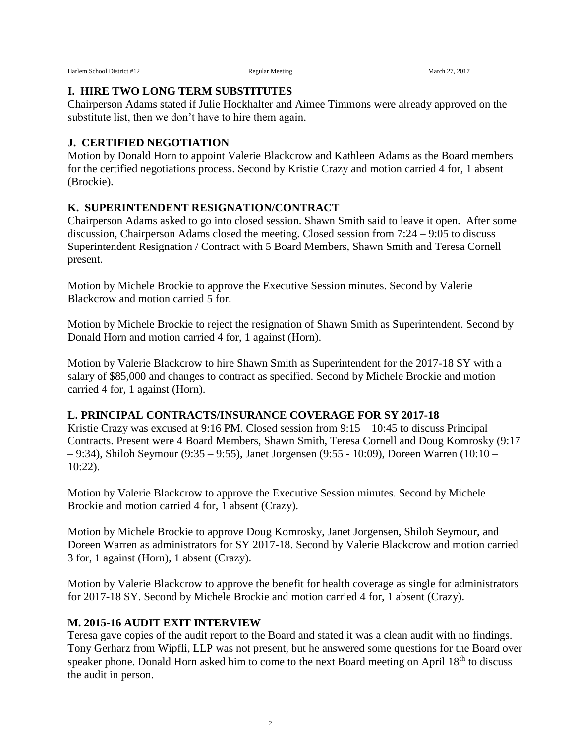## I. HIRE TWO LONG TERM SUBSTITUTES

Chairperson Adams stated if Julie Hockhalter and Aimee Timmons were already approved on the substitute list, then we don't have to hire them again.

## J. CERTIFIED NEGOTIATION

Motion by Donald Horn to appoint Valerie Blackcrow and Kathleen Adams as the Board members for the certified negotiations process. Second by Kristie Crazy and motion carried 4 for, 1 absent (Brockie).

## K. SUPERINTENDENT RESIGNATION/CONTRACT

Chairperson Adams asked to go into closed session. Shawn Smith said to leave it open. After some discussion, Chairperson Adams closed the meeting. Closed session from 7:24 – 9:05 to discuss Superintendent Resignation / Contract with 5 Board Members, Shawn Smith and Teresa Cornell present.

Motion by Michele Brockie to approve the Executive Session minutes. Second by Valerie Blackcrow and motion carried 5 for.

Motion by Michele Brockie to reject the resignation of Shawn Smith as Superintendent. Second by Donald Horn and motion carried 4 for, 1 against (Horn).

Motion by Valerie Blackcrow to hire Shawn Smith as Superintendent for the 2017-18 SY with a salary of $85,000 and changes to contract as specified. Second by Michele Brockie and motion carried 4 for, 1 against (Horn).

## L. PRINCIPAL CONTRACTS/INSURANCE COVERAGE FOR SY 2017-18

Kristie Crazy was excused at 9:16 PM. Closed session from 9:15 – 10:45 to discuss Principal Contracts. Present were 4 Board Members, Shawn Smith, Teresa Cornell and Doug Komrosky (9:17 – 9:34), Shiloh Seymour (9:35 – 9:55), Janet Jorgensen (9:55 - 10:09), Doreen Warren (10:10 – 10:22).

Motion by Valerie Blackcrow to approve the Executive Session minutes. Second by Michele Brockie and motion carried 4 for, 1 absent (Crazy).

Motion by Michele Brockie to approve Doug Komrosky, Janet Jorgensen, Shiloh Seymour, and Doreen Warren as administrators for SY 2017-18. Second by Valerie Blackcrow and motion carried 3 for, 1 against (Horn), 1 absent (Crazy).

Motion by Valerie Blackcrow to approve the benefit for health coverage as single for administrators for 2017-18 SY. Second by Michele Brockie and motion carried 4 for, 1 absent (Crazy).

## M. 2015-16 AUDIT EXIT INTERVIEW

Teresa gave copies of the audit report to the Board and stated it was a clean audit with no findings. Tony Gerharz from Wipfli, LLP was not present, but he answered some questions for the Board over speaker phone. Donald Horn asked him to come to the next Board meeting on April 18th to discuss the audit in person.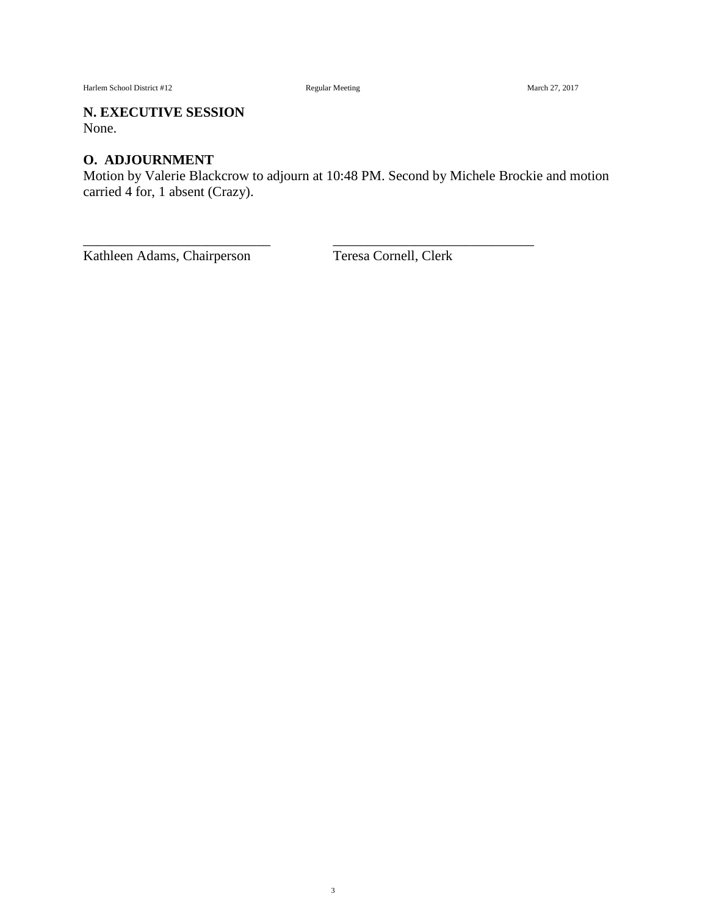## N. EXECUTIVE SESSION

None.

## O. ADJOURNMENT

Motion by Valerie Blackcrow to adjourn at 10:48 PM. Second by Michele Brockie and motion carried 4 for, 1 absent (Crazy).

___________________________ &nbsp;&nbsp;&nbsp;&nbsp;&nbsp;&nbsp;&nbsp;&nbsp; ______________________________

Kathleen Adams, Chairperson &nbsp;&nbsp;&nbsp;&nbsp;&nbsp;&nbsp;&nbsp;&nbsp; Teresa Cornell, Clerk